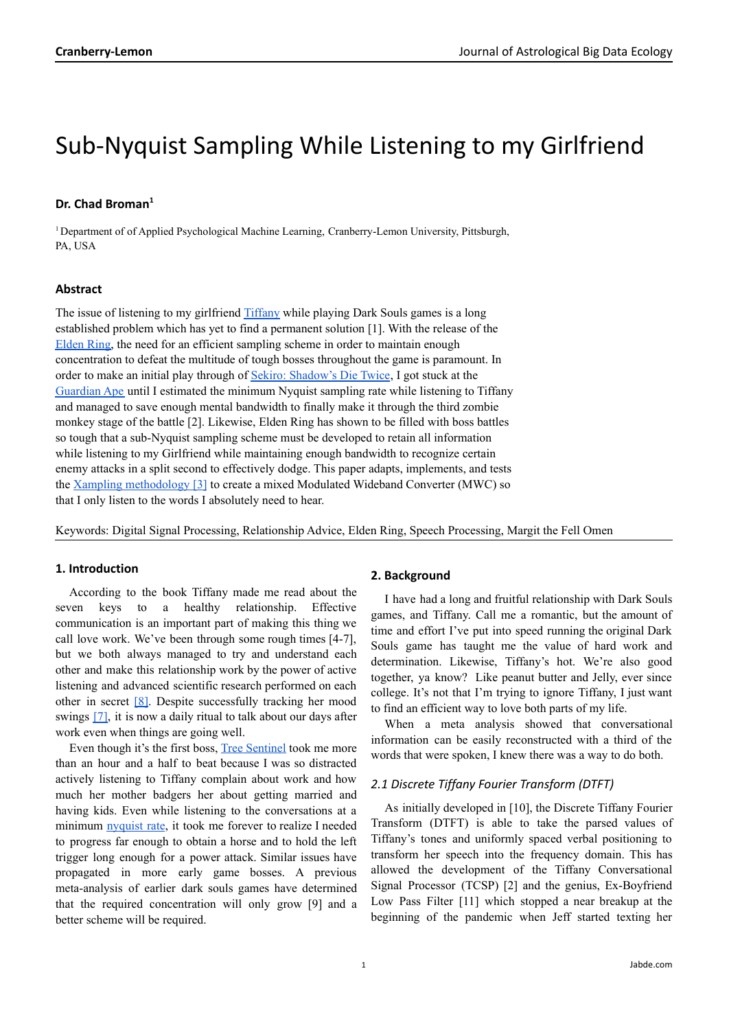# Sub-Nyquist Sampling While Listening to my Girlfriend

**Dr. Chad Broman**[1]

[1] Department of of Applied Psychological Machine Learning, Cranberry-Lemon University, Pittsburgh, PA, USA

## Abstract

The issue of listening to my girlfriend Tiffany while playing Dark Souls games is a long established problem which has yet to find a permanent solution [1]. With the release of the Elden Ring, the need for an efficient sampling scheme in order to maintain enough concentration to defeat the multitude of tough bosses throughout the game is paramount. In order to make an initial play through of Sekiro: Shadow's Die Twice, I got stuck at the Guardian Ape until I estimated the minimum Nyquist sampling rate while listening to Tiffany and managed to save enough mental bandwidth to finally make it through the third zombie monkey stage of the battle [2]. Likewise, Elden Ring has shown to be filled with boss battles so tough that a sub-Nyquist sampling scheme must be developed to retain all information while listening to my Girlfriend while maintaining enough bandwidth to recognize certain enemy attacks in a split second to effectively dodge. This paper adapts, implements, and tests the Xampling methodology [3] to create a mixed Modulated Wideband Converter (MWC) so that I only listen to the words I absolutely need to hear.

Keywords: Digital Signal Processing, Relationship Advice, Elden Ring, Speech Processing, Margit the Fell Omen

## 1. Introduction

According to the book Tiffany made me read about the seven keys to a healthy relationship. Effective communication is an important part of making this thing we call love work. We've been through some rough times [4-7], but we both always managed to try and understand each other and make this relationship work by the power of active listening and advanced scientific research performed on each other in secret [8]. Despite successfully tracking her mood swings [7], it is now a daily ritual to talk about our days after work even when things are going well.

Even though it's the first boss, Tree Sentinel took me more than an hour and a half to beat because I was so distracted actively listening to Tiffany complain about work and how much her mother badgers her about getting married and having kids. Even while listening to the conversations at a minimum nyquist rate, it took me forever to realize I needed to progress far enough to obtain a horse and to hold the left trigger long enough for a power attack. Similar issues have propagated in more early game bosses. A previous meta-analysis of earlier dark souls games have determined that the required concentration will only grow [9] and a better scheme will be required.

## 2. Background

I have had a long and fruitful relationship with Dark Souls games, and Tiffany. Call me a romantic, but the amount of time and effort I've put into speed running the original Dark Souls game has taught me the value of hard work and determination. Likewise, Tiffany's hot. We're also good together, ya know? Like peanut butter and Jelly, ever since college. It's not that I'm trying to ignore Tiffany, I just want to find an efficient way to love both parts of my life.

When a meta analysis showed that conversational information can be easily reconstructed with a third of the words that were spoken, I knew there was a way to do both.

### *2.1 Discrete Tiffany Fourier Transform (DTFT)*

As initially developed in [10], the Discrete Tiffany Fourier Transform (DTFT) is able to take the parsed values of Tiffany's tones and uniformly spaced verbal positioning to transform her speech into the frequency domain. This has allowed the development of the Tiffany Conversational Signal Processor (TCSP) [2] and the genius, Ex-Boyfriend Low Pass Filter [11] which stopped a near breakup at the beginning of the pandemic when Jeff started texting her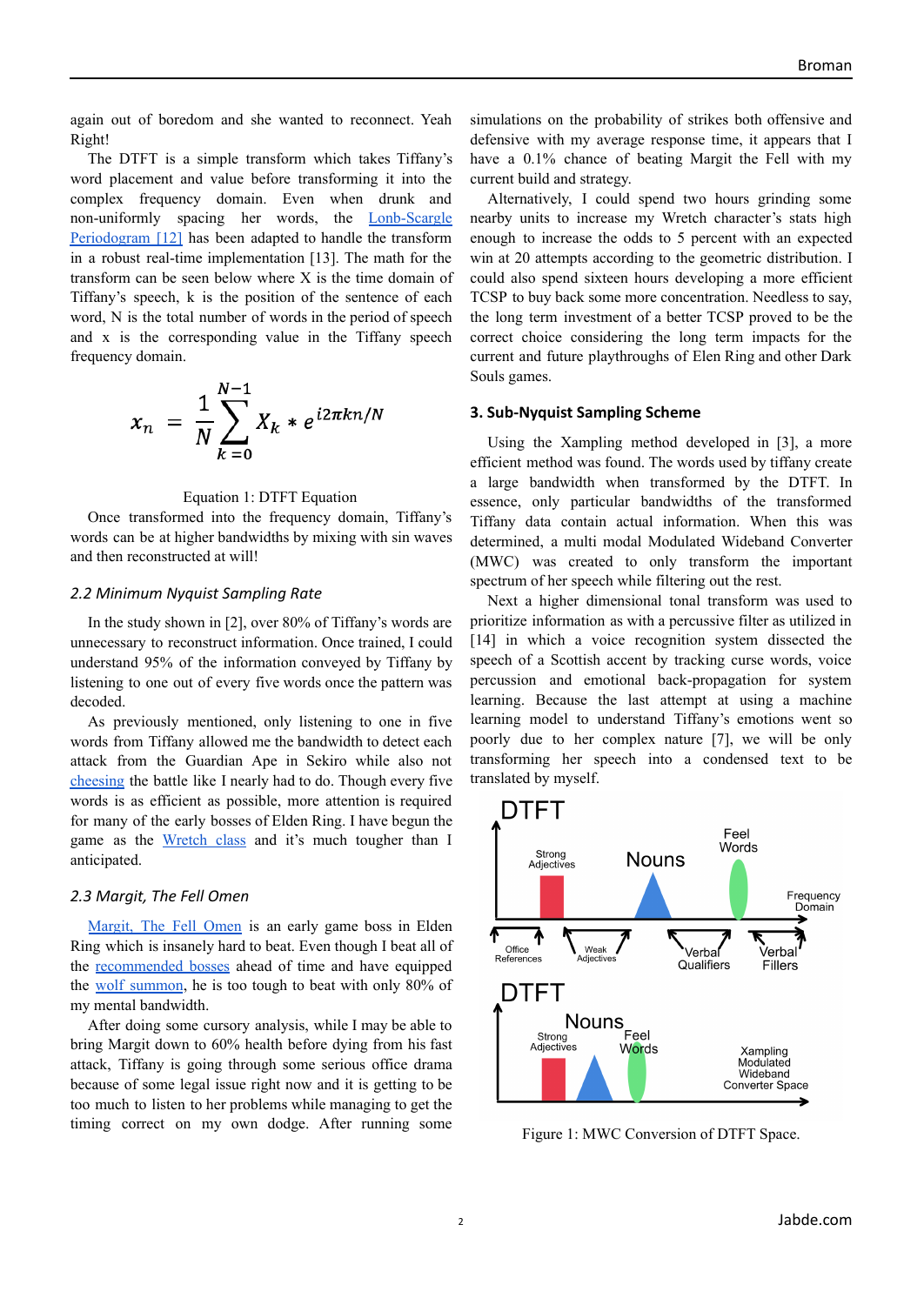again out of boredom and she wanted to reconnect. Yeah Right!

The DTFT is a simple transform which takes Tiffany's word placement and value before transforming it into the complex frequency domain. Even when drunk and non-uniformly spacing her words, the [Lonb-Scargle Periodogram [12]] has been adapted to handle the transform in a robust real-time implementation [13]. The math for the transform can be seen below where X is the time domain of Tiffany's speech, k is the position of the sentence of each word, N is the total number of words in the period of speech and x is the corresponding value in the Tiffany speech frequency domain.

$$x_n = \frac{1}{N} \sum_{k=0}^{N-1} X_k * e^{i2\pi kn/N}$$

Equation 1: DTFT Equation

Once transformed into the frequency domain, Tiffany's words can be at higher bandwidths by mixing with sin waves and then reconstructed at will!

### *2.2 Minimum Nyquist Sampling Rate*

In the study shown in [2], over 80% of Tiffany's words are unnecessary to reconstruct information. Once trained, I could understand 95% of the information conveyed by Tiffany by listening to one out of every five words once the pattern was decoded.

As previously mentioned, only listening to one in five words from Tiffany allowed me the bandwidth to detect each attack from the Guardian Ape in Sekiro while also not cheesing the battle like I nearly had to do. Though every five words is as efficient as possible, more attention is required for many of the early bosses of Elden Ring. I have begun the game as the Wretch class and it's much tougher than I anticipated.

### *2.3 Margit, The Fell Omen*

Margit, The Fell Omen is an early game boss in Elden Ring which is insanely hard to beat. Even though I beat all of the recommended bosses ahead of time and have equipped the wolf summon, he is too tough to beat with only 80% of my mental bandwidth.

After doing some cursory analysis, while I may be able to bring Margit down to 60% health before dying from his fast attack, Tiffany is going through some serious office drama because of some legal issue right now and it is getting to be too much to listen to her problems while managing to get the timing correct on my own dodge. After running some simulations on the probability of strikes both offensive and defensive with my average response time, it appears that I have a 0.1% chance of beating Margit the Fell with my current build and strategy.

Alternatively, I could spend two hours grinding some nearby units to increase my Wretch character's stats high enough to increase the odds to 5 percent with an expected win at 20 attempts according to the geometric distribution. I could also spend sixteen hours developing a more efficient TCSP to buy back some more concentration. Needless to say, the long term investment of a better TCSP proved to be the correct choice considering the long term impacts for the current and future playthroughs of Elen Ring and other Dark Souls games.

### **3. Sub-Nyquist Sampling Scheme**

Using the Xampling method developed in [3], a more efficient method was found. The words used by tiffany create a large bandwidth when transformed by the DTFT. In essence, only particular bandwidths of the transformed Tiffany data contain actual information. When this was determined, a multi modal Modulated Wideband Converter (MWC) was created to only transform the important spectrum of her speech while filtering out the rest.

Next a higher dimensional tonal transform was used to prioritize information as with a percussive filter as utilized in [14] in which a voice recognition system dissected the speech of a Scottish accent by tracking curse words, voice percussion and emotional back-propagation for system learning. Because the last attempt at using a machine learning model to understand Tiffany's emotions went so poorly due to her complex nature [7], we will be only transforming her speech into a condensed text to be translated by myself.

Figure 1: MWC Conversion of DTFT Space.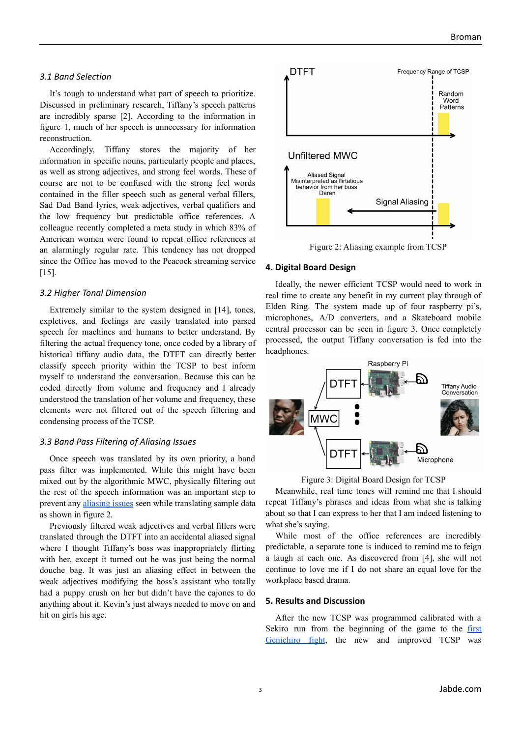### 3.1 Band Selection

It's tough to understand what part of speech to prioritize. Discussed in preliminary research, Tiffany's speech patterns are incredibly sparse [2]. According to the information in figure 1, much of her speech is unnecessary for information reconstruction.

Accordingly, Tiffany stores the majority of her information in specific nouns, particularly people and places, as well as strong adjectives, and strong feel words. These of course are not to be confused with the strong feel words contained in the filler speech such as general verbal fillers, Sad Dad Band lyrics, weak adjectives, verbal qualifiers and the low frequency but predictable office references. A colleague recently completed a meta study in which 83% of American women were found to repeat office references at an alarmingly regular rate. This tendency has not dropped since the Office has moved to the Peacock streaming service [15].

### 3.2 Higher Tonal Dimension

Extremely similar to the system designed in [14], tones, expletives, and feelings are easily translated into parsed speech for machines and humans to better understand. By filtering the actual frequency tone, once coded by a library of historical tiffany audio data, the DTFT can directly better classify speech priority within the TCSP to best inform myself to understand the conversation. Because this can be coded directly from volume and frequency and I already understood the translation of her volume and frequency, these elements were not filtered out of the speech filtering and condensing process of the TCSP.

### 3.3 Band Pass Filtering of Aliasing Issues

Once speech was translated by its own priority, a band pass filter was implemented. While this might have been mixed out by the algorithmic MWC, physically filtering out the rest of the speech information was an important step to prevent any aliasing issues seen while translating sample data as shown in figure 2.

Previously filtered weak adjectives and verbal fillers were translated through the DTFT into an accidental aliased signal where I thought Tiffany's boss was inappropriately flirting with her, except it turned out he was just being the normal douche bag. It was just an aliasing effect in between the weak adjectives modifying the boss's assistant who totally had a puppy crush on her but didn't have the cajones to do anything about it. Kevin's just always needed to move on and hit on girls his age.

DTFT — Frequency Range of TCSP — Random Word Patterns

Unfiltered MWC — Aliased Signal Misinterpreted as flirtatious behavior from her boss Daren — Signal Aliasing

Figure 2: Aliasing example from TCSP

## 4. Digital Board Design

Ideally, the newer efficient TCSP would need to work in real time to create any benefit in my current play through of Elden Ring. The system made up of four raspberry pi's, microphones, A/D converters, and a Skateboard mobile central processor can be seen in figure 3. Once completely processed, the output Tiffany conversation is fed into the headphones.

Raspberry Pi — DTFT — MWC — DTFT — Tiffany Audio Conversation — Microphone

Figure 3: Digital Board Design for TCSP

Meanwhile, real time tones will remind me that I should repeat Tiffany's phrases and ideas from what she is talking about so that I can express to her that I am indeed listening to what she's saying.

While most of the office references are incredibly predictable, a separate tone is induced to remind me to feign a laugh at each one. As discovered from [4], she will not continue to love me if I do not share an equal love for the workplace based drama.

## 5. Results and Discussion

After the new TCSP was programmed calibrated with a Sekiro run from the beginning of the game to the first Genichiro fight, the new and improved TCSP was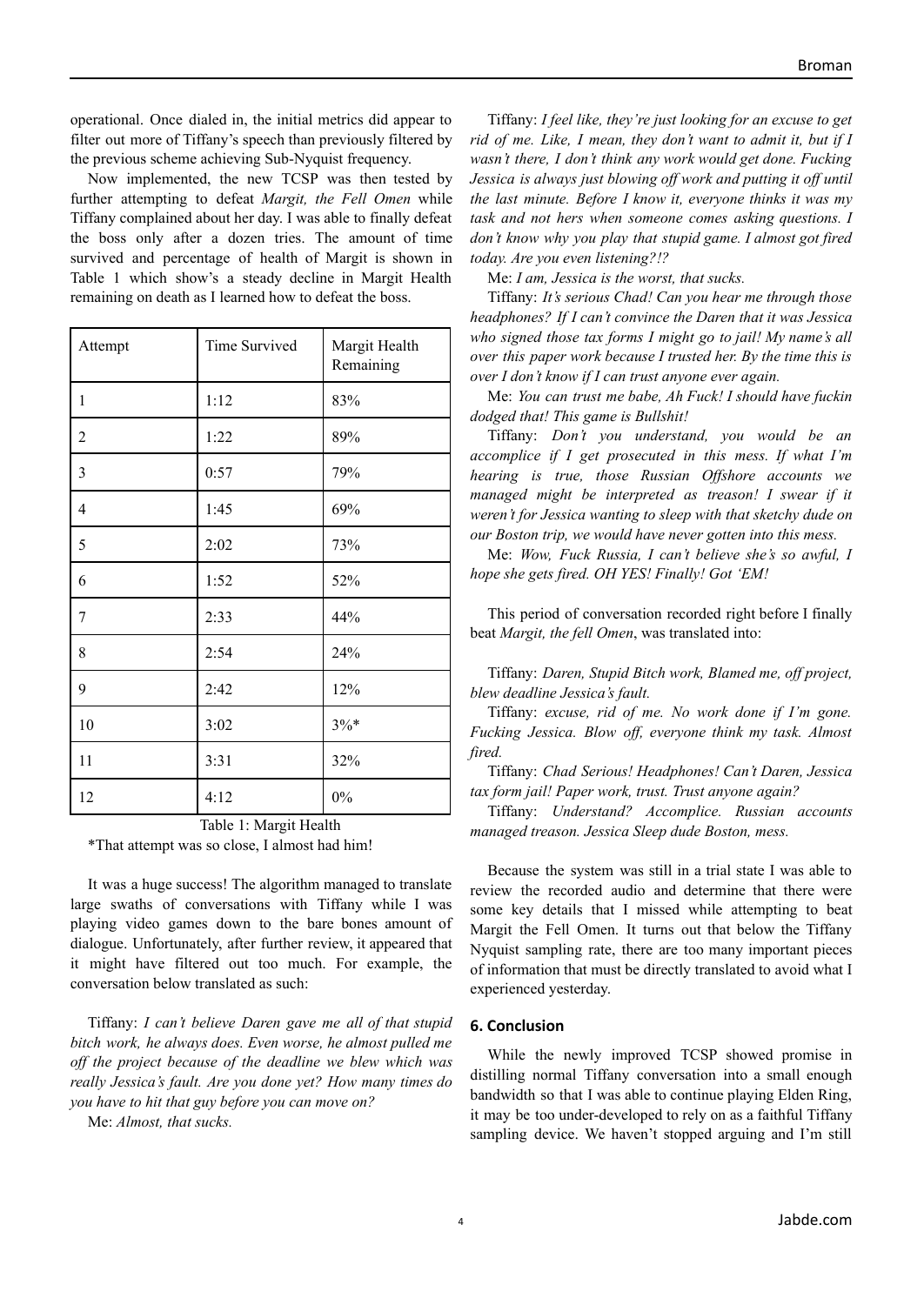operational. Once dialed in, the initial metrics did appear to filter out more of Tiffany's speech than previously filtered by the previous scheme achieving Sub-Nyquist frequency.

Now implemented, the new TCSP was then tested by further attempting to defeat *Margit, the Fell Omen* while Tiffany complained about her day. I was able to finally defeat the boss only after a dozen tries. The amount of time survived and percentage of health of Margit is shown in Table 1 which show's a steady decline in Margit Health remaining on death as I learned how to defeat the boss.

| Attempt | Time Survived | Margit Health Remaining |
|---|---|---|
| 1 | 1:12 | 83% |
| 2 | 1:22 | 89% |
| 3 | 0:57 | 79% |
| 4 | 1:45 | 69% |
| 5 | 2:02 | 73% |
| 6 | 1:52 | 52% |
| 7 | 2:33 | 44% |
| 8 | 2:54 | 24% |
| 9 | 2:42 | 12% |
| 10 | 3:02 | 3%* |
| 11 | 3:31 | 32% |
| 12 | 4:12 | 0% |

Table 1: Margit Health

*That attempt was so close, I almost had him!

It was a huge success! The algorithm managed to translate large swaths of conversations with Tiffany while I was playing video games down to the bare bones amount of dialogue. Unfortunately, after further review, it appeared that it might have filtered out too much. For example, the conversation below translated as such:

Tiffany: *I can't believe Daren gave me all of that stupid bitch work, he always does. Even worse, he almost pulled me off the project because of the deadline we blew which was really Jessica's fault. Are you done yet? How many times do you have to hit that guy before you can move on?*

Me: *Almost, that sucks.*

Tiffany: *I feel like, they're just looking for an excuse to get rid of me. Like, I mean, they don't want to admit it, but if I wasn't there, I don't think any work would get done. Fucking Jessica is always just blowing off work and putting it off until the last minute. Before I know it, everyone thinks it was my task and not hers when someone comes asking questions. I don't know why you play that stupid game. I almost got fired today. Are you even listening?!?*

Me: *I am, Jessica is the worst, that sucks.*

Tiffany: *It's serious Chad! Can you hear me through those headphones? If I can't convince the Daren that it was Jessica who signed those tax forms I might go to jail! My name's all over this paper work because I trusted her. By the time this is over I don't know if I can trust anyone ever again.*

Me: *You can trust me babe, Ah Fuck! I should have fuckin dodged that! This game is Bullshit!*

Tiffany: *Don't you understand, you would be an accomplice if I get prosecuted in this mess. If what I'm hearing is true, those Russian Offshore accounts we managed might be interpreted as treason! I swear if it weren't for Jessica wanting to sleep with that sketchy dude on our Boston trip, we would have never gotten into this mess.*

Me: *Wow, Fuck Russia, I can't believe she's so awful, I hope she gets fired. OH YES! Finally! Got 'EM!*

This period of conversation recorded right before I finally beat *Margit, the fell Omen*, was translated into:

Tiffany: *Daren, Stupid Bitch work, Blamed me, off project, blew deadline Jessica's fault.*

Tiffany: *excuse, rid of me. No work done if I'm gone. Fucking Jessica. Blow off, everyone think my task. Almost fired.*

Tiffany: *Chad Serious! Headphones! Can't Daren, Jessica tax form jail! Paper work, trust. Trust anyone again?*

Tiffany: *Understand? Accomplice. Russian accounts managed treason. Jessica Sleep dude Boston, mess.*

Because the system was still in a trial state I was able to review the recorded audio and determine that there were some key details that I missed while attempting to beat Margit the Fell Omen. It turns out that below the Tiffany Nyquist sampling rate, there are too many important pieces of information that must be directly translated to avoid what I experienced yesterday.

## 6. Conclusion

While the newly improved TCSP showed promise in distilling normal Tiffany conversation into a small enough bandwidth so that I was able to continue playing Elden Ring, it may be too under-developed to rely on as a faithful Tiffany sampling device. We haven't stopped arguing and I'm still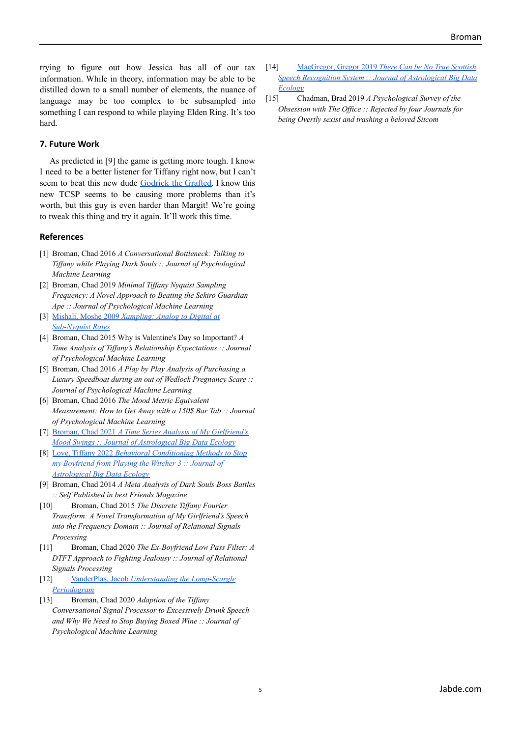trying to figure out how Jessica has all of our tax information. While in theory, information may be able to be distilled down to a small number of elements, the nuance of language may be too complex to be subsampled into something I can respond to while playing Elden Ring. It's too hard.

### 7. Future Work

As predicted in [9] the game is getting more tough. I know I need to be a better listener for Tiffany right now, but I can't seem to beat this new dude Godrick the Grafted. I know this new TCSP seems to be causing more problems than it's worth, but this guy is even harder than Margit! We're going to tweak this thing and try it again. It'll work this time.

### References

[1] Broman, Chad 2016 *A Conversational Bottleneck: Talking to Tiffany while Playing Dark Souls :: Journal of Psychological Machine Learning*

[2] Broman, Chad 2019 *Minimal Tiffany Nyquist Sampling Frequency: A Novel Approach to Beating the Sekiro Guardian Ape :: Journal of Psychological Machine Learning*

[3] Mishali, Moshe 2009 *Xampling: Analog to Digital at Sub-Nyquist Rates*

[4] Broman, Chad 2015 Why is Valentine's Day so Important? *A Time Analysis of Tiffany's Relationship Expectations :: Journal of Psychological Machine Learning*

[5] Broman, Chad 2016 *A Play by Play Analysis of Purchasing a Luxury Speedboat during an out of Wedlock Pregnancy Scare :: Journal of Psychological Machine Learning*

[6] Broman, Chad 2016 *The Mood Metric Equivalent Measurement: How to Get Away with a 150$ Bar Tab :: Journal of Psychological Machine Learning*

[7] Broman, Chad 2021 *A Time Series Analysis of My Girlfriend's Mood Swings :: Journal of Astrological Big Data Ecology*

[8] Love, Tiffany 2022 *Behavioral Conditioning Methods to Stop my Boyfriend from Playing the Witcher 3 :: Journal of Astrological Big Data Ecology*

[9] Broman, Chad 2014 *A Meta Analysis of Dark Souls Boss Battles :: Self Published in best Friends Magazine*

[10] Broman, Chad 2015 *The Discrete Tiffany Fourier Transform: A Novel Transformation of My Girlfriend's Speech into the Frequency Domain :: Journal of Relational Signals Processing*

[11] Broman, Chad 2020 *The Ex-Boyfriend Low Pass Filter: A DTFT Approach to Fighting Jealousy :: Journal of Relational Signals Processing*

[12] VanderPlas, Jacob *Understanding the Lomp-Scargle Periodogram*

[13] Broman, Chad 2020 *Adaption of the Tiffany Conversational Signal Processor to Excessively Drunk Speech and Why We Need to Stop Buying Boxed Wine :: Journal of Psychological Machine Learning*

[14] MacGregor, Gregor 2019 *There Can be No True Scottish Speech Recognition System :: Journal of Astrological Big Data Ecology*

[15] Chadman, Brad 2019 *A Psychological Survey of the Obsession with The Office :: Rejected by four Journals for being Overtly sexist and trashing a beloved Sitcom*